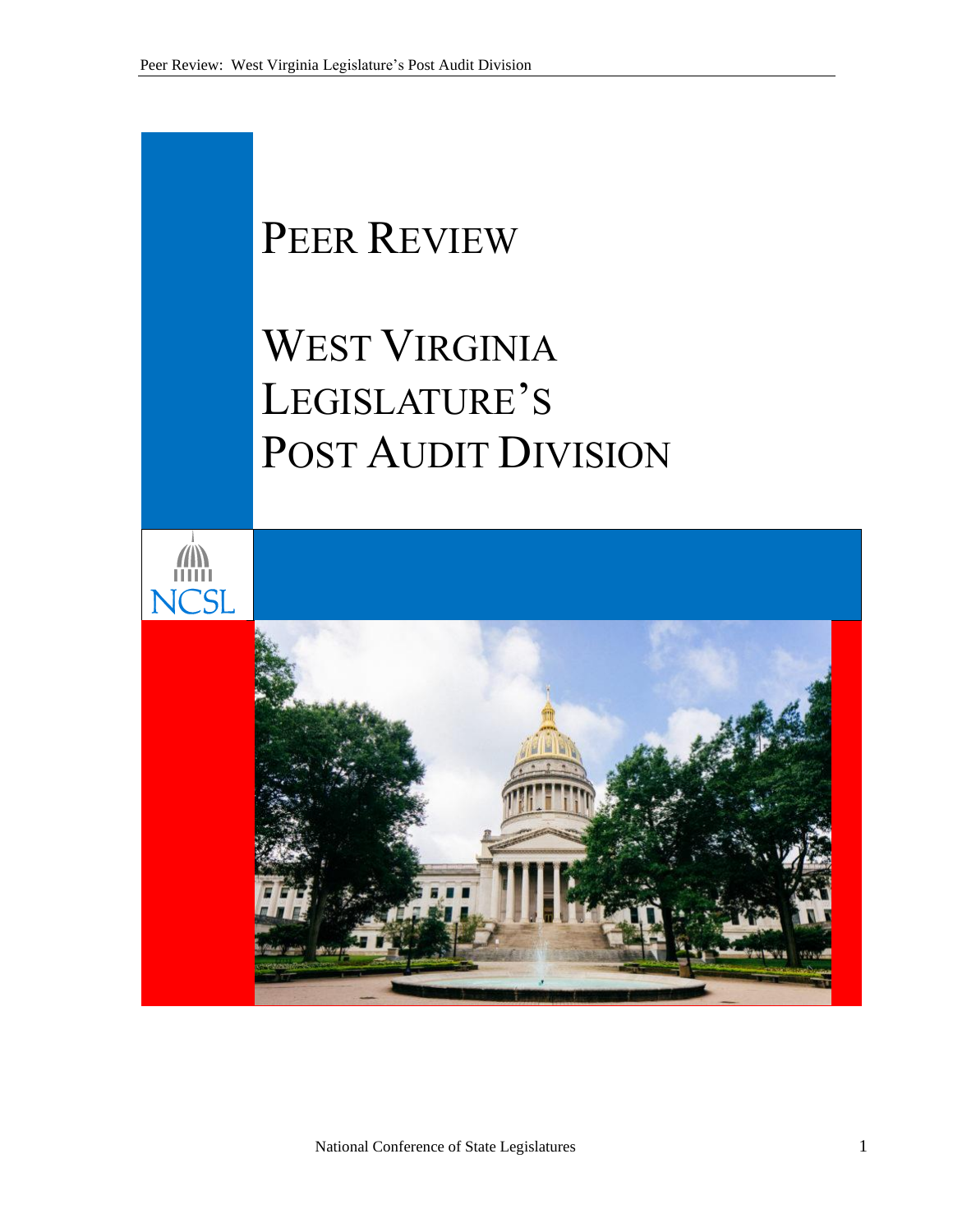# PEER REVIEW

# WEST VIRGINIA LEGISLATURE'S POST AUDIT DIVISION

NCSL

National Conference of State Legislatures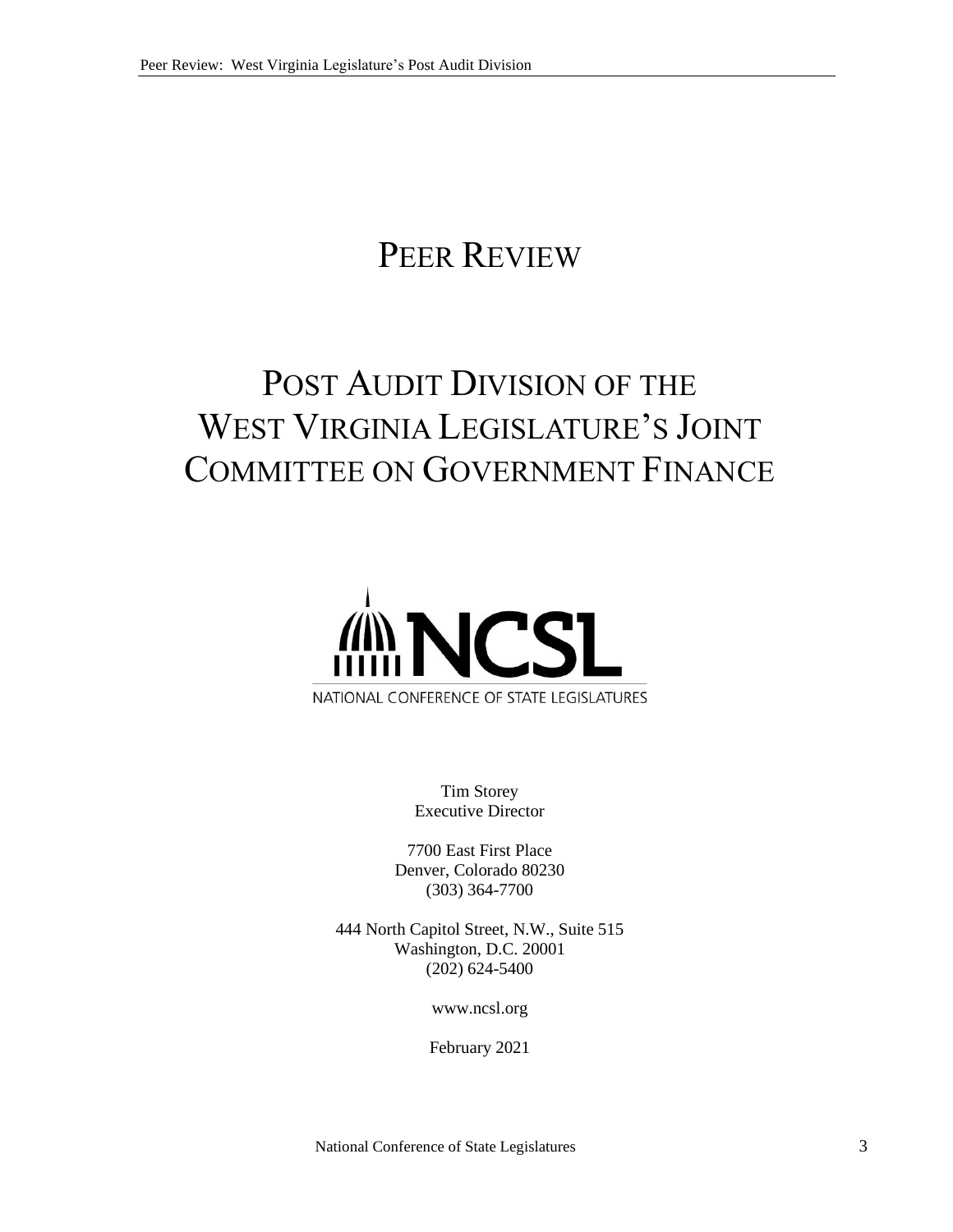# PEER REVIEW

# POST AUDIT DIVISION OF THE WEST VIRGINIA LEGISLATURE'S JOINT COMMITTEE ON GOVERNMENT FINANCE

NCSL

NATIONAL CONFERENCE OF STATE LEGISLATURES

Tim Storey
Executive Director

7700 East First Place
Denver, Colorado 80230
(303) 364-7700

444 North Capitol Street, N.W., Suite 515
Washington, D.C. 20001
(202) 624-5400

www.ncsl.org

February 2021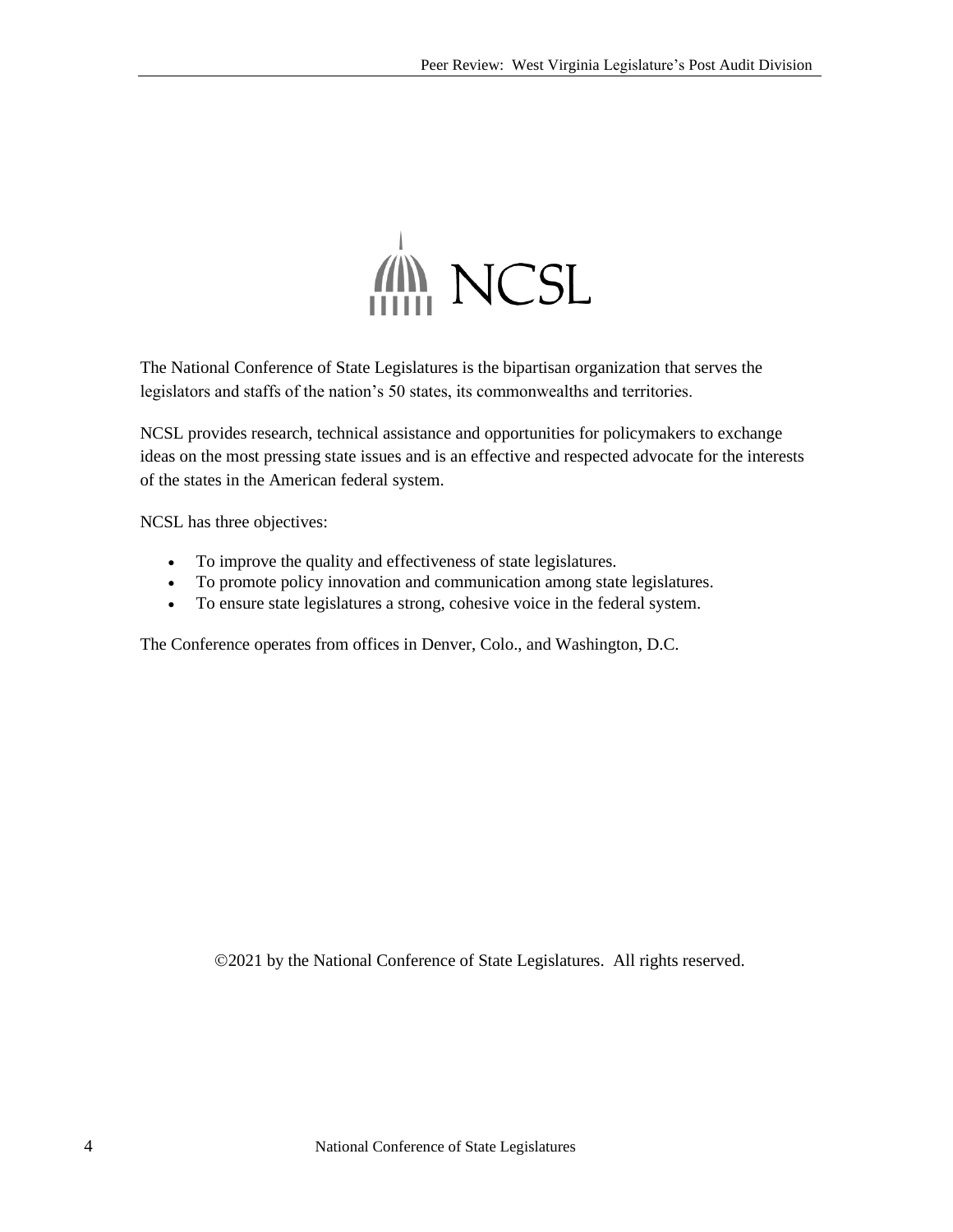NCSL

The National Conference of State Legislatures is the bipartisan organization that serves the legislators and staffs of the nation's 50 states, its commonwealths and territories.

NCSL provides research, technical assistance and opportunities for policymakers to exchange ideas on the most pressing state issues and is an effective and respected advocate for the interests of the states in the American federal system.

NCSL has three objectives:

- To improve the quality and effectiveness of state legislatures.
- To promote policy innovation and communication among state legislatures.
- To ensure state legislatures a strong, cohesive voice in the federal system.

The Conference operates from offices in Denver, Colo., and Washington, D.C.

©2021 by the National Conference of State Legislatures. All rights reserved.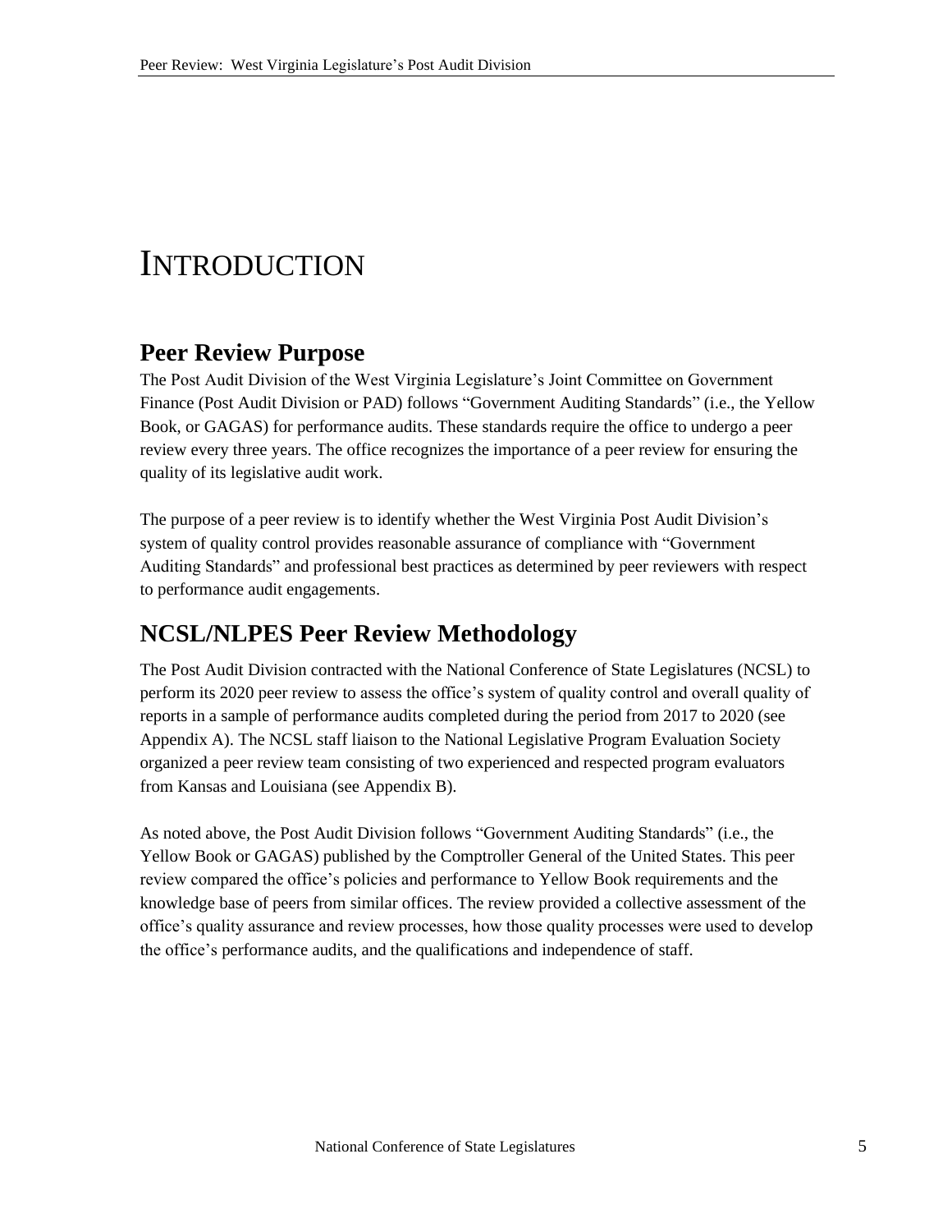# INTRODUCTION

## Peer Review Purpose

The Post Audit Division of the West Virginia Legislature's Joint Committee on Government Finance (Post Audit Division or PAD) follows "Government Auditing Standards" (i.e., the Yellow Book, or GAGAS) for performance audits. These standards require the office to undergo a peer review every three years. The office recognizes the importance of a peer review for ensuring the quality of its legislative audit work.

The purpose of a peer review is to identify whether the West Virginia Post Audit Division's system of quality control provides reasonable assurance of compliance with "Government Auditing Standards" and professional best practices as determined by peer reviewers with respect to performance audit engagements.

## NCSL/NLPES Peer Review Methodology

The Post Audit Division contracted with the National Conference of State Legislatures (NCSL) to perform its 2020 peer review to assess the office's system of quality control and overall quality of reports in a sample of performance audits completed during the period from 2017 to 2020 (see Appendix A). The NCSL staff liaison to the National Legislative Program Evaluation Society organized a peer review team consisting of two experienced and respected program evaluators from Kansas and Louisiana (see Appendix B).

As noted above, the Post Audit Division follows "Government Auditing Standards" (i.e., the Yellow Book or GAGAS) published by the Comptroller General of the United States. This peer review compared the office's policies and performance to Yellow Book requirements and the knowledge base of peers from similar offices. The review provided a collective assessment of the office's quality assurance and review processes, how those quality processes were used to develop the office's performance audits, and the qualifications and independence of staff.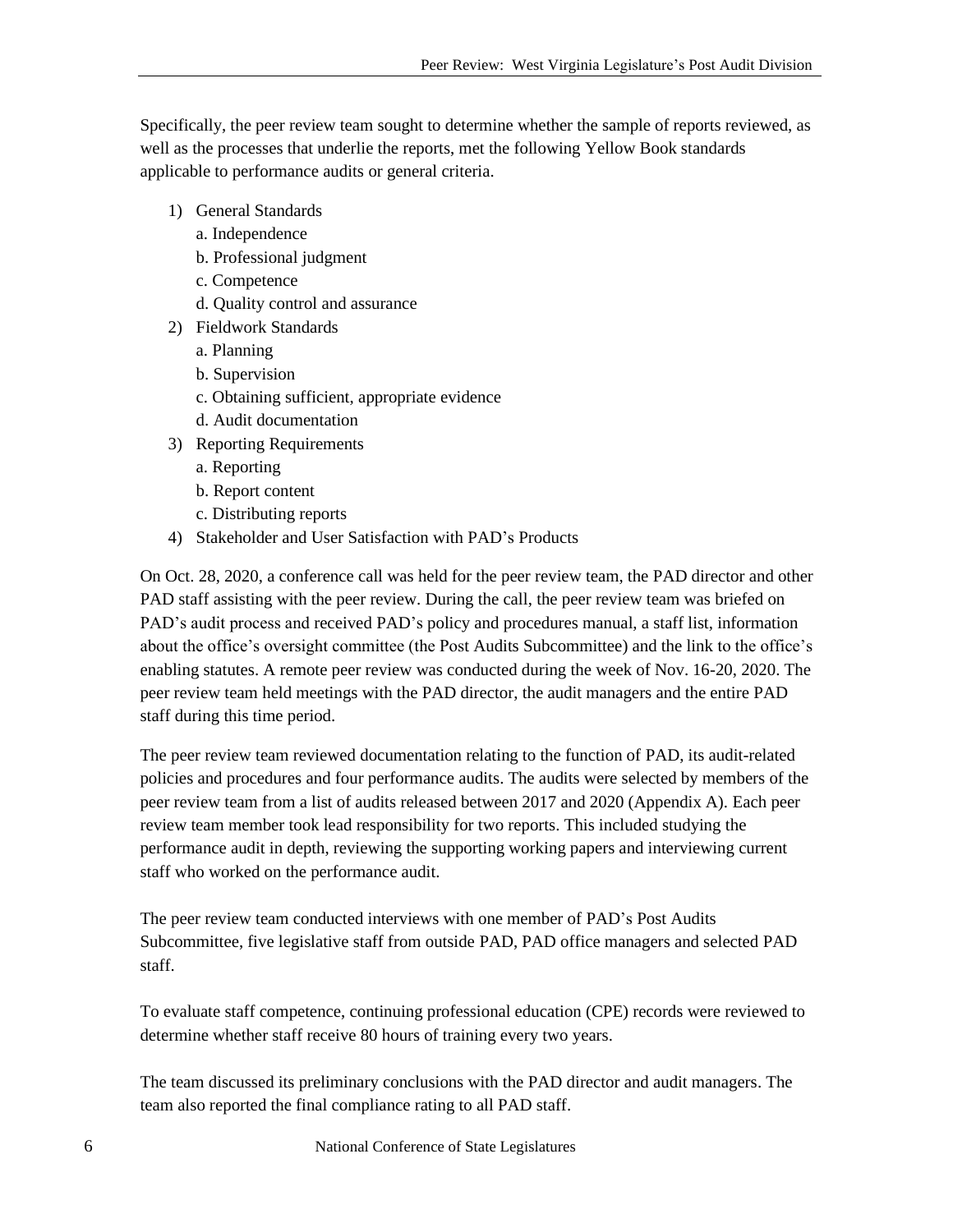Specifically, the peer review team sought to determine whether the sample of reports reviewed, as well as the processes that underlie the reports, met the following Yellow Book standards applicable to performance audits or general criteria.

1) General Standards
    a. Independence
    b. Professional judgment
    c. Competence
    d. Quality control and assurance
2) Fieldwork Standards
    a. Planning
    b. Supervision
    c. Obtaining sufficient, appropriate evidence
    d. Audit documentation
3) Reporting Requirements
    a. Reporting
    b. Report content
    c. Distributing reports
4) Stakeholder and User Satisfaction with PAD's Products

On Oct. 28, 2020, a conference call was held for the peer review team, the PAD director and other PAD staff assisting with the peer review. During the call, the peer review team was briefed on PAD's audit process and received PAD's policy and procedures manual, a staff list, information about the office's oversight committee (the Post Audits Subcommittee) and the link to the office's enabling statutes. A remote peer review was conducted during the week of Nov. 16-20, 2020. The peer review team held meetings with the PAD director, the audit managers and the entire PAD staff during this time period.

The peer review team reviewed documentation relating to the function of PAD, its audit-related policies and procedures and four performance audits. The audits were selected by members of the peer review team from a list of audits released between 2017 and 2020 (Appendix A). Each peer review team member took lead responsibility for two reports. This included studying the performance audit in depth, reviewing the supporting working papers and interviewing current staff who worked on the performance audit.

The peer review team conducted interviews with one member of PAD's Post Audits Subcommittee, five legislative staff from outside PAD, PAD office managers and selected PAD staff.

To evaluate staff competence, continuing professional education (CPE) records were reviewed to determine whether staff receive 80 hours of training every two years.

The team discussed its preliminary conclusions with the PAD director and audit managers. The team also reported the final compliance rating to all PAD staff.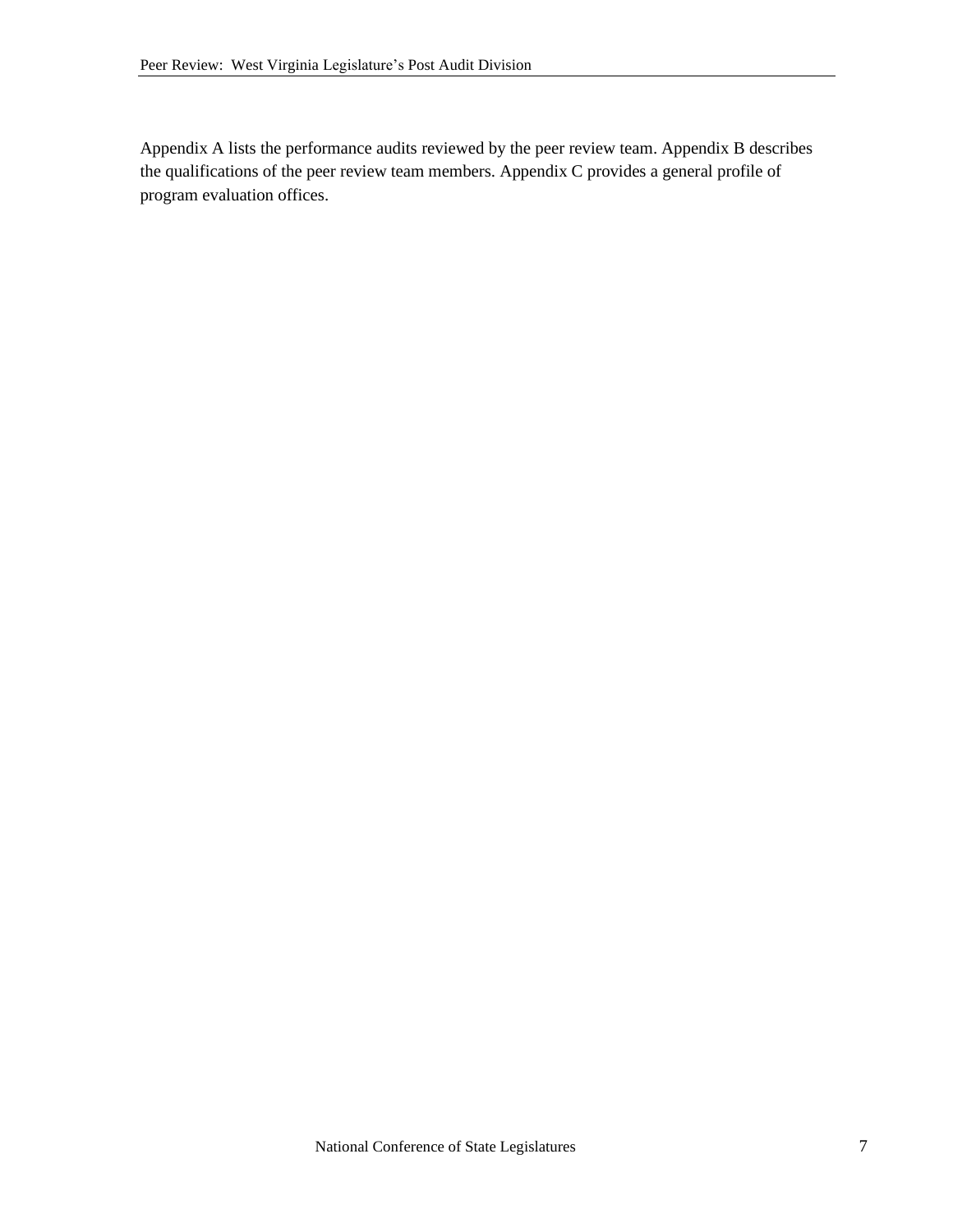Appendix A lists the performance audits reviewed by the peer review team. Appendix B describes the qualifications of the peer review team members. Appendix C provides a general profile of program evaluation offices.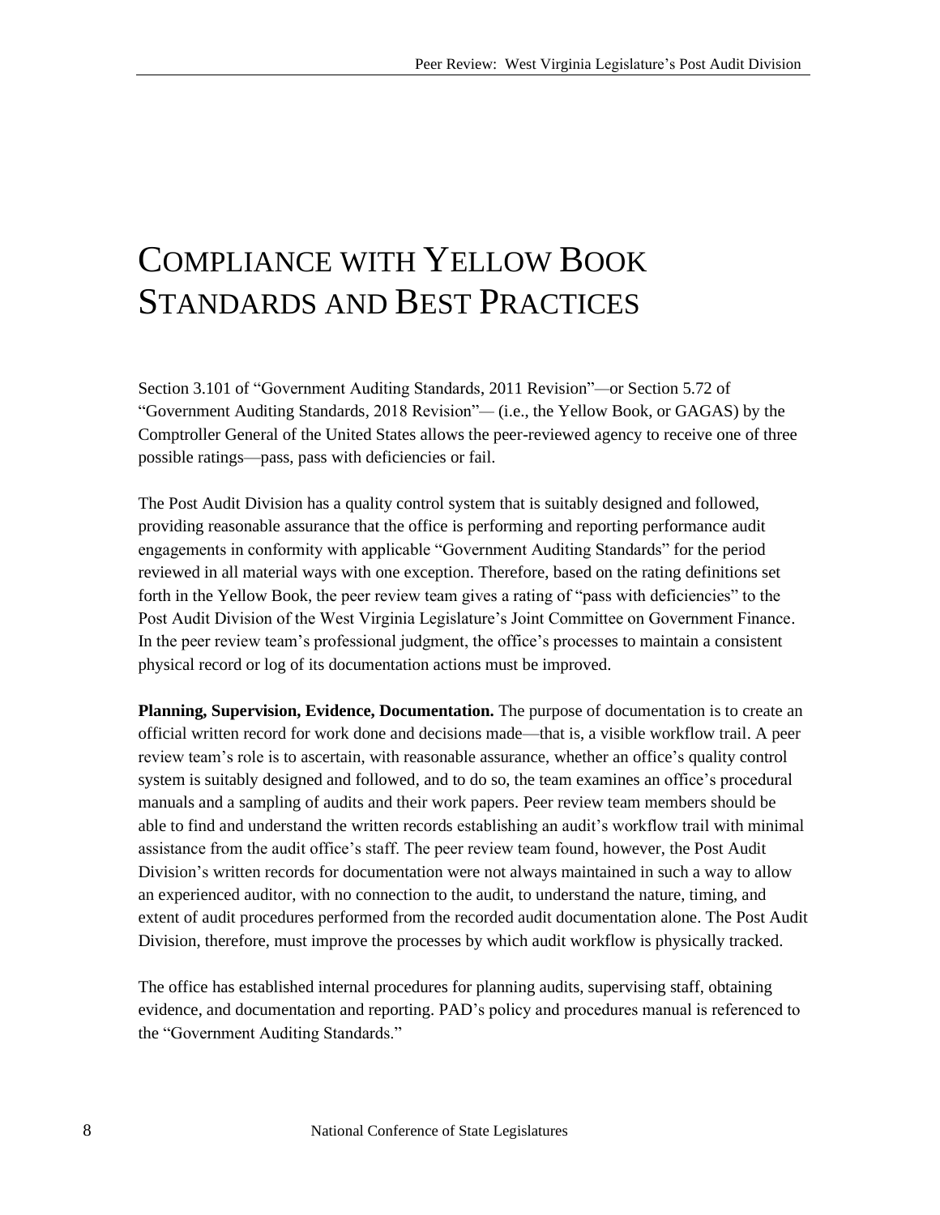# COMPLIANCE WITH YELLOW BOOK STANDARDS AND BEST PRACTICES

Section 3.101 of "Government Auditing Standards, 2011 Revision"—or Section 5.72 of "Government Auditing Standards, 2018 Revision"— (i.e., the Yellow Book, or GAGAS) by the Comptroller General of the United States allows the peer-reviewed agency to receive one of three possible ratings—pass, pass with deficiencies or fail.

The Post Audit Division has a quality control system that is suitably designed and followed, providing reasonable assurance that the office is performing and reporting performance audit engagements in conformity with applicable "Government Auditing Standards" for the period reviewed in all material ways with one exception. Therefore, based on the rating definitions set forth in the Yellow Book, the peer review team gives a rating of "pass with deficiencies" to the Post Audit Division of the West Virginia Legislature's Joint Committee on Government Finance. In the peer review team's professional judgment, the office's processes to maintain a consistent physical record or log of its documentation actions must be improved.

**Planning, Supervision, Evidence, Documentation.** The purpose of documentation is to create an official written record for work done and decisions made—that is, a visible workflow trail. A peer review team's role is to ascertain, with reasonable assurance, whether an office's quality control system is suitably designed and followed, and to do so, the team examines an office's procedural manuals and a sampling of audits and their work papers. Peer review team members should be able to find and understand the written records establishing an audit's workflow trail with minimal assistance from the audit office's staff. The peer review team found, however, the Post Audit Division's written records for documentation were not always maintained in such a way to allow an experienced auditor, with no connection to the audit, to understand the nature, timing, and extent of audit procedures performed from the recorded audit documentation alone. The Post Audit Division, therefore, must improve the processes by which audit workflow is physically tracked.

The office has established internal procedures for planning audits, supervising staff, obtaining evidence, and documentation and reporting. PAD's policy and procedures manual is referenced to the "Government Auditing Standards."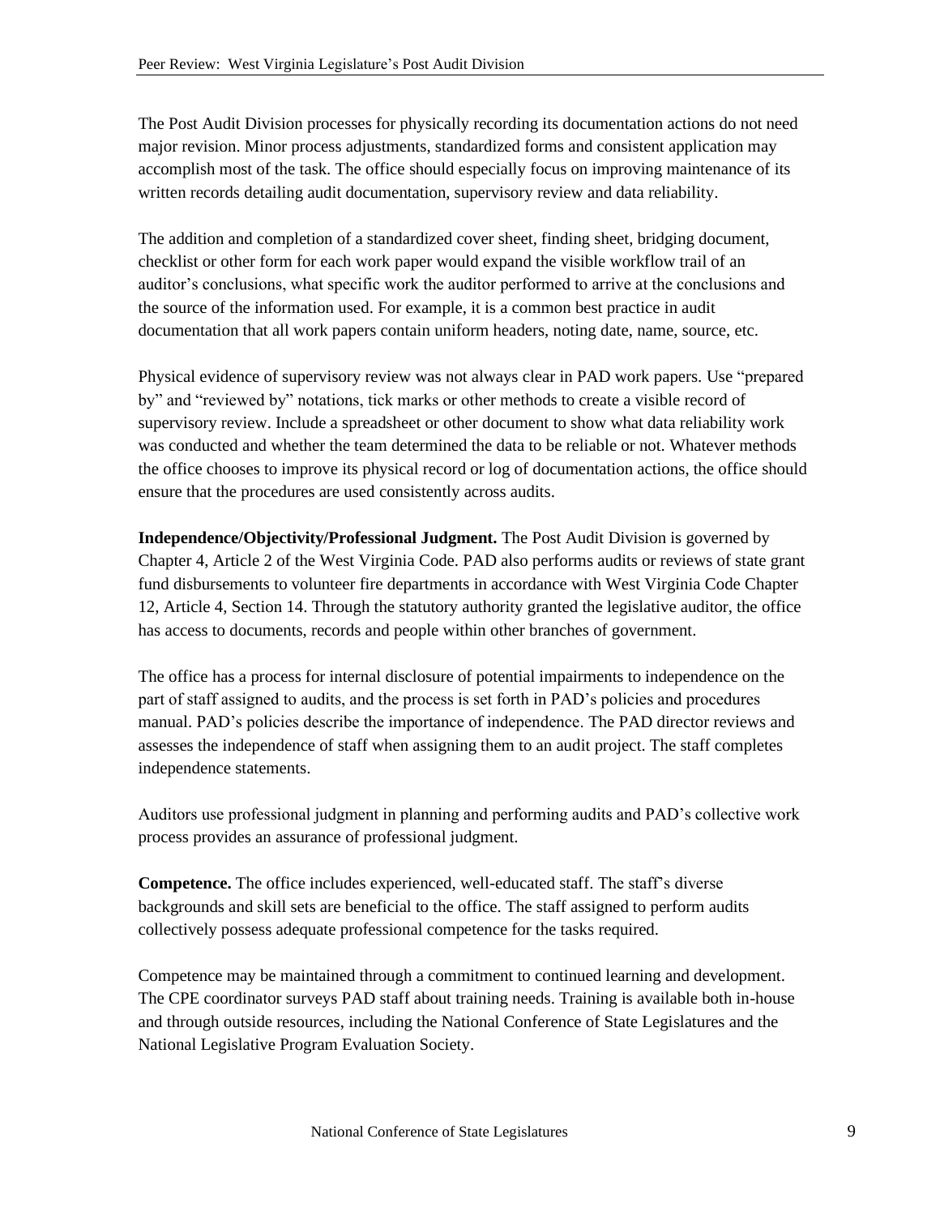The Post Audit Division processes for physically recording its documentation actions do not need major revision. Minor process adjustments, standardized forms and consistent application may accomplish most of the task. The office should especially focus on improving maintenance of its written records detailing audit documentation, supervisory review and data reliability.

The addition and completion of a standardized cover sheet, finding sheet, bridging document, checklist or other form for each work paper would expand the visible workflow trail of an auditor's conclusions, what specific work the auditor performed to arrive at the conclusions and the source of the information used. For example, it is a common best practice in audit documentation that all work papers contain uniform headers, noting date, name, source, etc.

Physical evidence of supervisory review was not always clear in PAD work papers. Use "prepared by" and "reviewed by" notations, tick marks or other methods to create a visible record of supervisory review. Include a spreadsheet or other document to show what data reliability work was conducted and whether the team determined the data to be reliable or not. Whatever methods the office chooses to improve its physical record or log of documentation actions, the office should ensure that the procedures are used consistently across audits.

**Independence/Objectivity/Professional Judgment.** The Post Audit Division is governed by Chapter 4, Article 2 of the West Virginia Code. PAD also performs audits or reviews of state grant fund disbursements to volunteer fire departments in accordance with West Virginia Code Chapter 12, Article 4, Section 14. Through the statutory authority granted the legislative auditor, the office has access to documents, records and people within other branches of government.

The office has a process for internal disclosure of potential impairments to independence on the part of staff assigned to audits, and the process is set forth in PAD's policies and procedures manual. PAD's policies describe the importance of independence. The PAD director reviews and assesses the independence of staff when assigning them to an audit project. The staff completes independence statements.

Auditors use professional judgment in planning and performing audits and PAD's collective work process provides an assurance of professional judgment.

**Competence.** The office includes experienced, well-educated staff. The staff's diverse backgrounds and skill sets are beneficial to the office. The staff assigned to perform audits collectively possess adequate professional competence for the tasks required.

Competence may be maintained through a commitment to continued learning and development. The CPE coordinator surveys PAD staff about training needs. Training is available both in-house and through outside resources, including the National Conference of State Legislatures and the National Legislative Program Evaluation Society.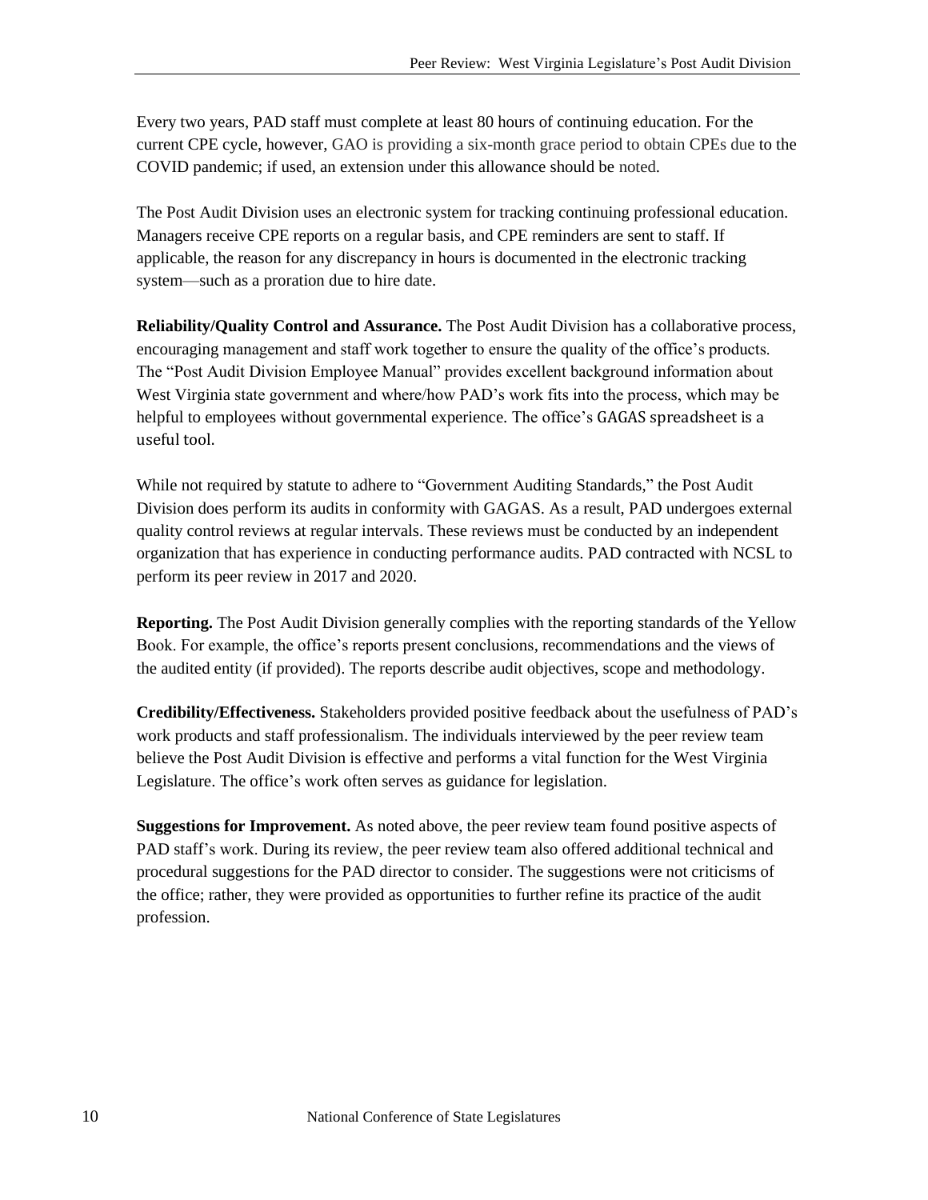Every two years, PAD staff must complete at least 80 hours of continuing education. For the current CPE cycle, however, GAO is providing a six-month grace period to obtain CPEs due to the COVID pandemic; if used, an extension under this allowance should be noted.

The Post Audit Division uses an electronic system for tracking continuing professional education. Managers receive CPE reports on a regular basis, and CPE reminders are sent to staff. If applicable, the reason for any discrepancy in hours is documented in the electronic tracking system—such as a proration due to hire date.

**Reliability/Quality Control and Assurance.** The Post Audit Division has a collaborative process, encouraging management and staff work together to ensure the quality of the office's products. The "Post Audit Division Employee Manual" provides excellent background information about West Virginia state government and where/how PAD's work fits into the process, which may be helpful to employees without governmental experience. The office's GAGAS spreadsheet is a useful tool.

While not required by statute to adhere to "Government Auditing Standards," the Post Audit Division does perform its audits in conformity with GAGAS. As a result, PAD undergoes external quality control reviews at regular intervals. These reviews must be conducted by an independent organization that has experience in conducting performance audits. PAD contracted with NCSL to perform its peer review in 2017 and 2020.

**Reporting.** The Post Audit Division generally complies with the reporting standards of the Yellow Book. For example, the office's reports present conclusions, recommendations and the views of the audited entity (if provided). The reports describe audit objectives, scope and methodology.

**Credibility/Effectiveness.** Stakeholders provided positive feedback about the usefulness of PAD's work products and staff professionalism. The individuals interviewed by the peer review team believe the Post Audit Division is effective and performs a vital function for the West Virginia Legislature. The office's work often serves as guidance for legislation.

**Suggestions for Improvement.** As noted above, the peer review team found positive aspects of PAD staff's work. During its review, the peer review team also offered additional technical and procedural suggestions for the PAD director to consider. The suggestions were not criticisms of the office; rather, they were provided as opportunities to further refine its practice of the audit profession.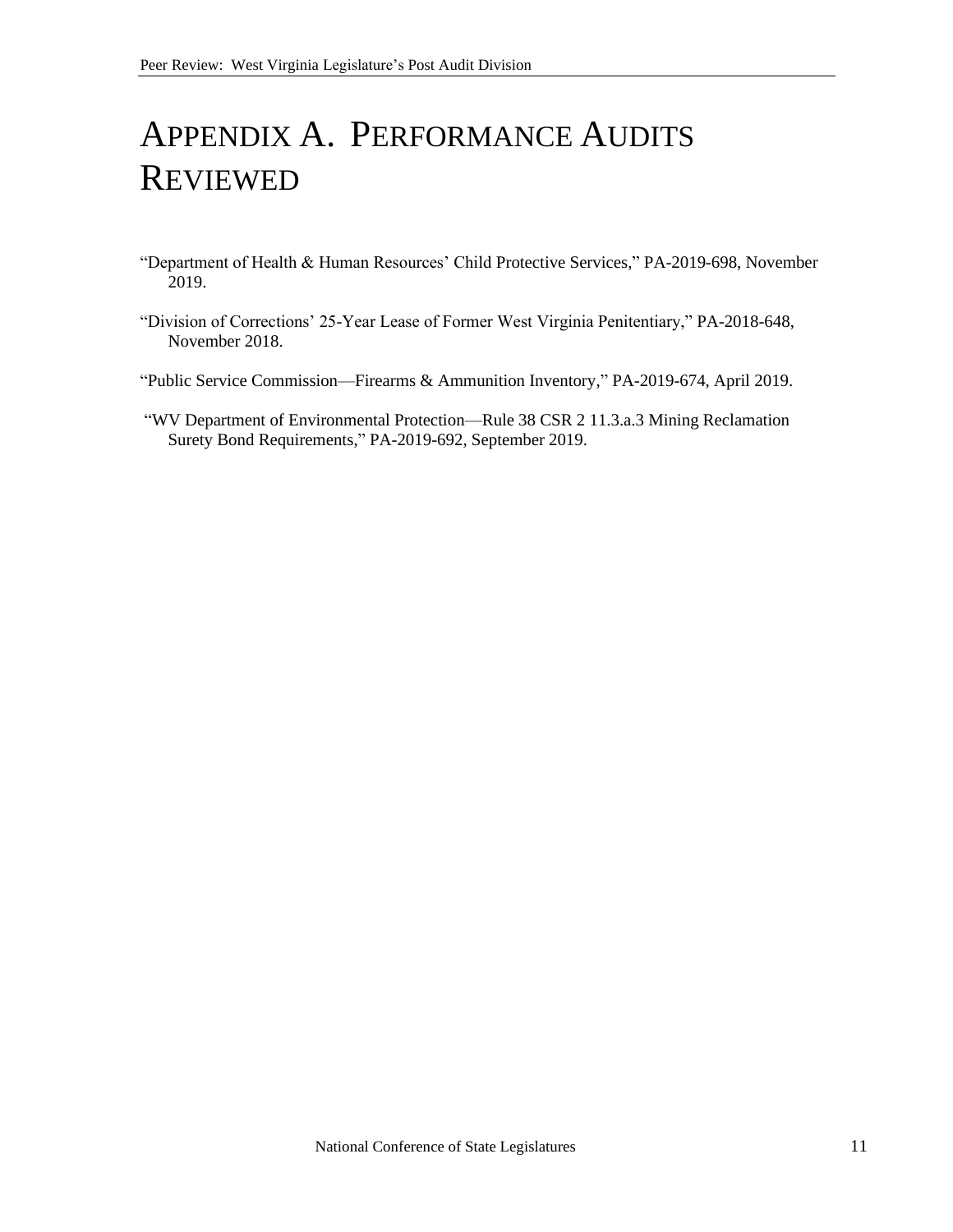# Appendix A. Performance Audits Reviewed

"Department of Health & Human Resources' Child Protective Services," PA-2019-698, November 2019.

"Division of Corrections' 25-Year Lease of Former West Virginia Penitentiary," PA-2018-648, November 2018.

"Public Service Commission—Firearms & Ammunition Inventory," PA-2019-674, April 2019.

"WV Department of Environmental Protection—Rule 38 CSR 2 11.3.a.3 Mining Reclamation Surety Bond Requirements," PA-2019-692, September 2019.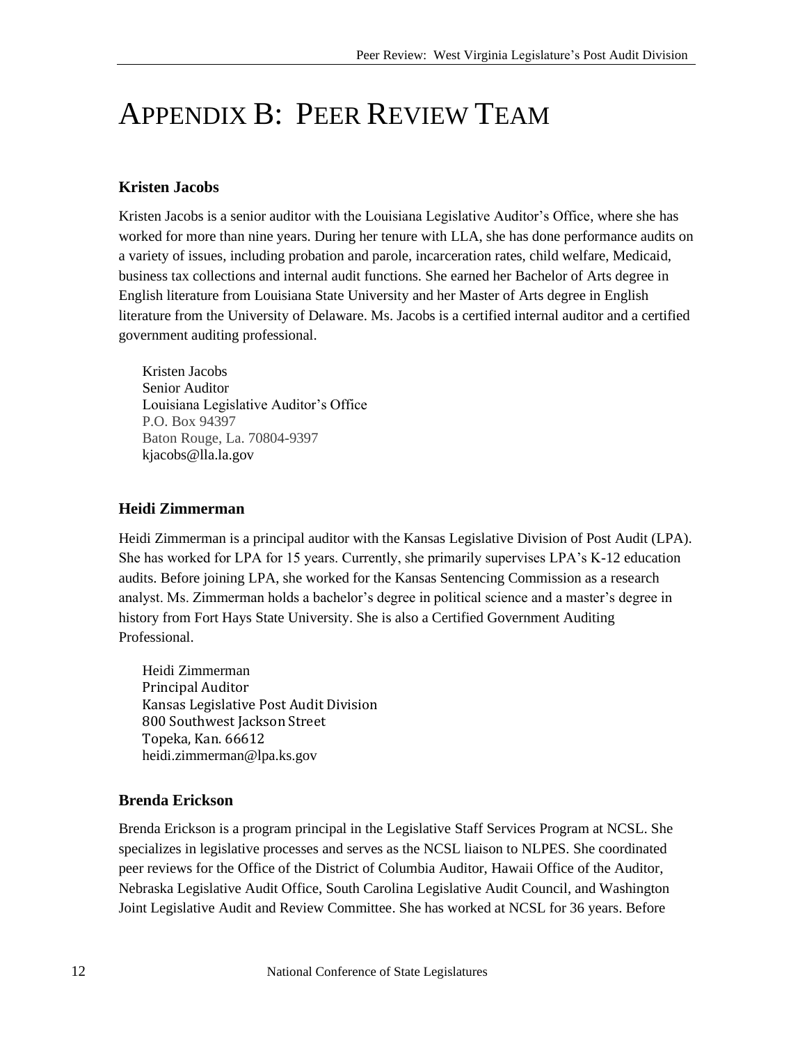# APPENDIX B: PEER REVIEW TEAM

### Kristen Jacobs

Kristen Jacobs is a senior auditor with the Louisiana Legislative Auditor's Office, where she has worked for more than nine years. During her tenure with LLA, she has done performance audits on a variety of issues, including probation and parole, incarceration rates, child welfare, Medicaid, business tax collections and internal audit functions. She earned her Bachelor of Arts degree in English literature from Louisiana State University and her Master of Arts degree in English literature from the University of Delaware. Ms. Jacobs is a certified internal auditor and a certified government auditing professional.

Kristen Jacobs  
Senior Auditor  
Louisiana Legislative Auditor's Office  
P.O. Box 94397  
Baton Rouge, La. 70804-9397  
kjacobs@lla.la.gov

### Heidi Zimmerman

Heidi Zimmerman is a principal auditor with the Kansas Legislative Division of Post Audit (LPA). She has worked for LPA for 15 years. Currently, she primarily supervises LPA's K-12 education audits. Before joining LPA, she worked for the Kansas Sentencing Commission as a research analyst. Ms. Zimmerman holds a bachelor's degree in political science and a master's degree in history from Fort Hays State University. She is also a Certified Government Auditing Professional.

Heidi Zimmerman  
Principal Auditor  
Kansas Legislative Post Audit Division  
800 Southwest Jackson Street  
Topeka, Kan. 66612  
heidi.zimmerman@lpa.ks.gov

### Brenda Erickson

Brenda Erickson is a program principal in the Legislative Staff Services Program at NCSL. She specializes in legislative processes and serves as the NCSL liaison to NLPES. She coordinated peer reviews for the Office of the District of Columbia Auditor, Hawaii Office of the Auditor, Nebraska Legislative Audit Office, South Carolina Legislative Audit Council, and Washington Joint Legislative Audit and Review Committee. She has worked at NCSL for 36 years. Before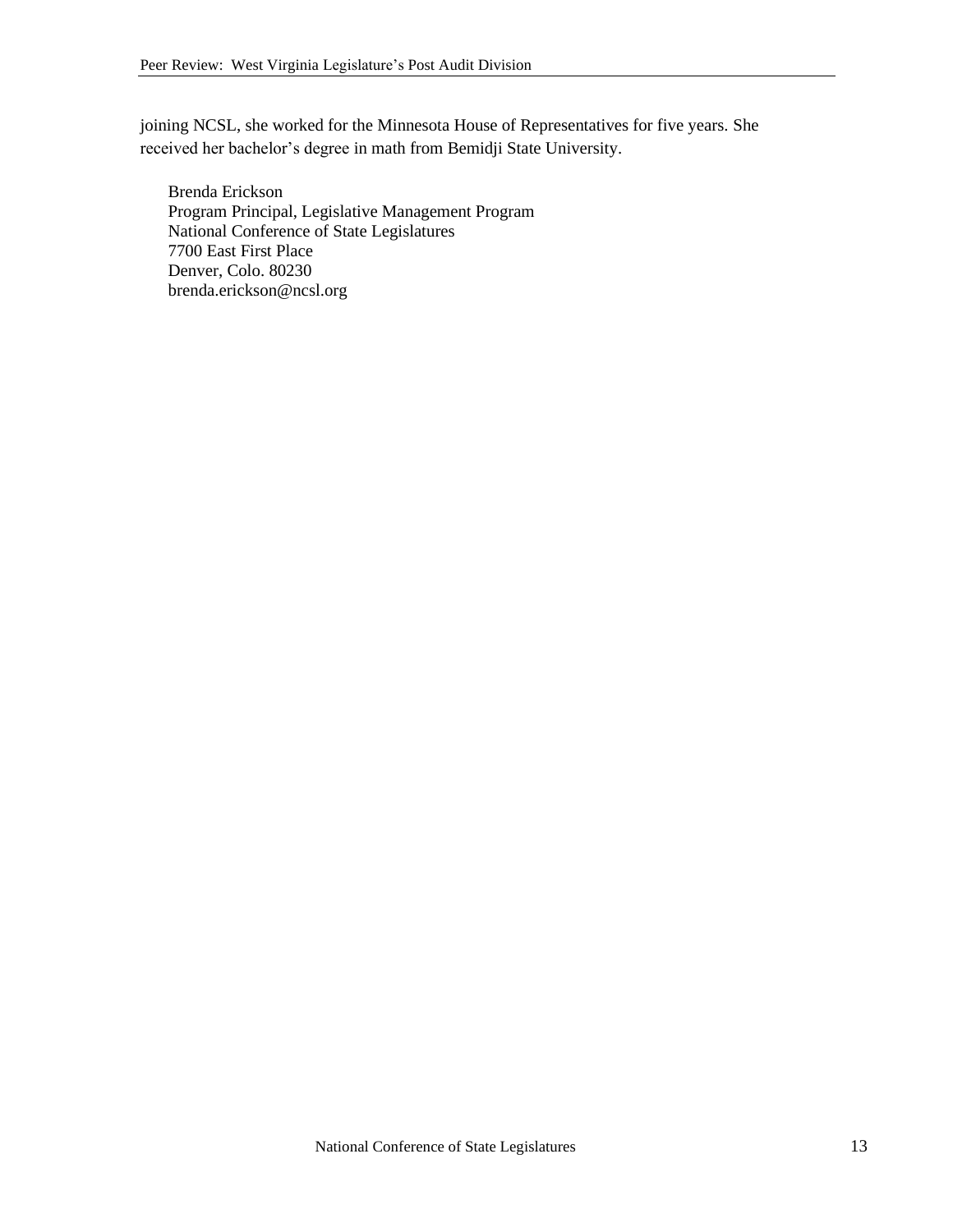joining NCSL, she worked for the Minnesota House of Representatives for five years. She received her bachelor's degree in math from Bemidji State University.

Brenda Erickson  
Program Principal, Legislative Management Program  
National Conference of State Legislatures  
7700 East First Place  
Denver, Colo. 80230  
brenda.erickson@ncsl.org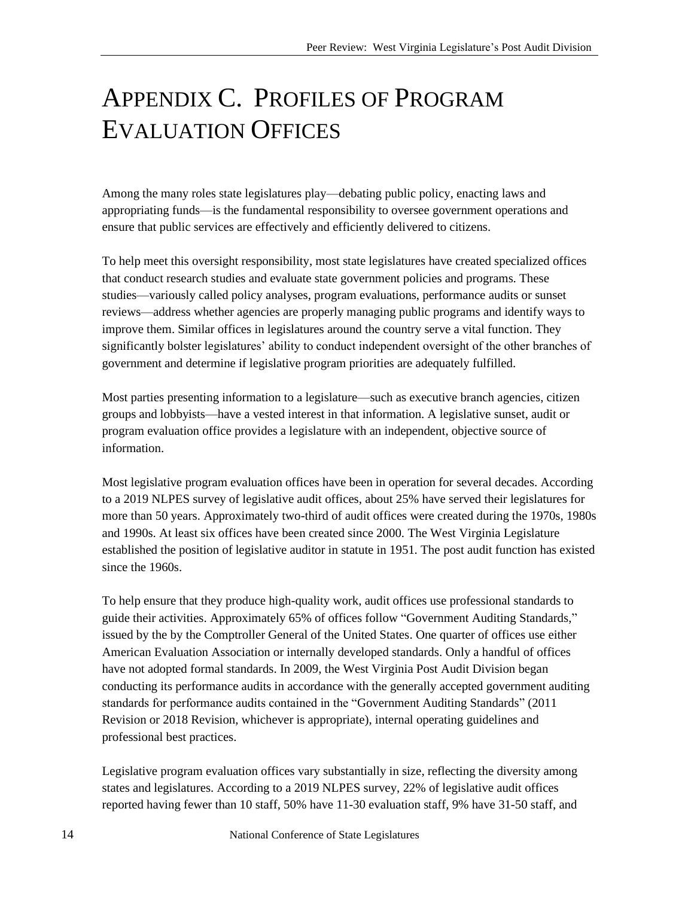# Appendix C. Profiles of Program Evaluation Offices

Among the many roles state legislatures play—debating public policy, enacting laws and appropriating funds—is the fundamental responsibility to oversee government operations and ensure that public services are effectively and efficiently delivered to citizens.

To help meet this oversight responsibility, most state legislatures have created specialized offices that conduct research studies and evaluate state government policies and programs. These studies—variously called policy analyses, program evaluations, performance audits or sunset reviews—address whether agencies are properly managing public programs and identify ways to improve them. Similar offices in legislatures around the country serve a vital function. They significantly bolster legislatures' ability to conduct independent oversight of the other branches of government and determine if legislative program priorities are adequately fulfilled.

Most parties presenting information to a legislature—such as executive branch agencies, citizen groups and lobbyists—have a vested interest in that information. A legislative sunset, audit or program evaluation office provides a legislature with an independent, objective source of information.

Most legislative program evaluation offices have been in operation for several decades. According to a 2019 NLPES survey of legislative audit offices, about 25% have served their legislatures for more than 50 years. Approximately two-third of audit offices were created during the 1970s, 1980s and 1990s. At least six offices have been created since 2000. The West Virginia Legislature established the position of legislative auditor in statute in 1951. The post audit function has existed since the 1960s.

To help ensure that they produce high-quality work, audit offices use professional standards to guide their activities. Approximately 65% of offices follow "Government Auditing Standards," issued by the by the Comptroller General of the United States. One quarter of offices use either American Evaluation Association or internally developed standards. Only a handful of offices have not adopted formal standards. In 2009, the West Virginia Post Audit Division began conducting its performance audits in accordance with the generally accepted government auditing standards for performance audits contained in the "Government Auditing Standards" (2011 Revision or 2018 Revision, whichever is appropriate), internal operating guidelines and professional best practices.

Legislative program evaluation offices vary substantially in size, reflecting the diversity among states and legislatures. According to a 2019 NLPES survey, 22% of legislative audit offices reported having fewer than 10 staff, 50% have 11-30 evaluation staff, 9% have 31-50 staff, and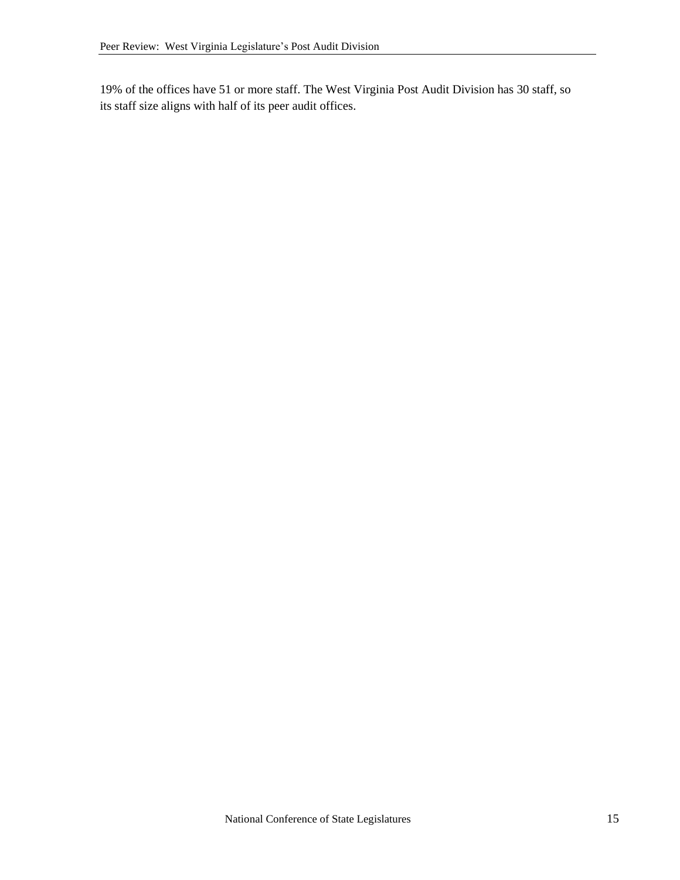19% of the offices have 51 or more staff. The West Virginia Post Audit Division has 30 staff, so its staff size aligns with half of its peer audit offices.